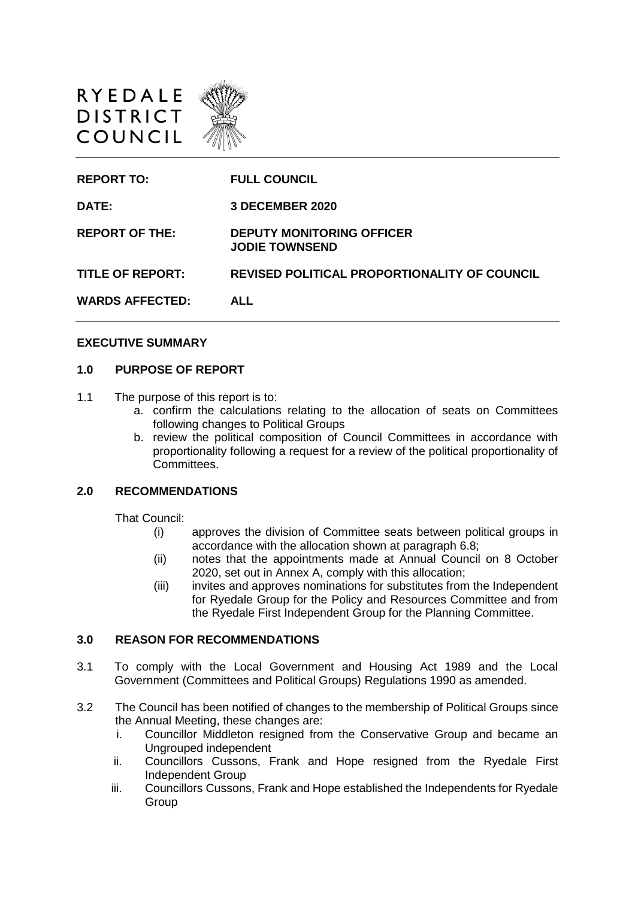RYEDALE DISTRICT COUNCIL

| | |
|---|---|
| **REPORT TO:** | **FULL COUNCIL** |
| **DATE:** | **3 DECEMBER 2020** |
| **REPORT OF THE:** | **DEPUTY MONITORING OFFICER JODIE TOWNSEND** |
| **TITLE OF REPORT:** | **REVISED POLITICAL PROPORTIONALITY OF COUNCIL** |
| **WARDS AFFECTED:** | **ALL** |

## EXECUTIVE SUMMARY

### 1.0 PURPOSE OF REPORT

1.1 The purpose of this report is to:

a. confirm the calculations relating to the allocation of seats on Committees following changes to Political Groups

b. review the political composition of Council Committees in accordance with proportionality following a request for a review of the political proportionality of Committees.

### 2.0 RECOMMENDATIONS

That Council:

(i) approves the division of Committee seats between political groups in accordance with the allocation shown at paragraph 6.8;

(ii) notes that the appointments made at Annual Council on 8 October 2020, set out in Annex A, comply with this allocation;

(iii) invites and approves nominations for substitutes from the Independent for Ryedale Group for the Policy and Resources Committee and from the Ryedale First Independent Group for the Planning Committee.

### 3.0 REASON FOR RECOMMENDATIONS

3.1 To comply with the Local Government and Housing Act 1989 and the Local Government (Committees and Political Groups) Regulations 1990 as amended.

3.2 The Council has been notified of changes to the membership of Political Groups since the Annual Meeting, these changes are:

i. Councillor Middleton resigned from the Conservative Group and became an Ungrouped independent

ii. Councillors Cussons, Frank and Hope resigned from the Ryedale First Independent Group

iii. Councillors Cussons, Frank and Hope established the Independents for Ryedale Group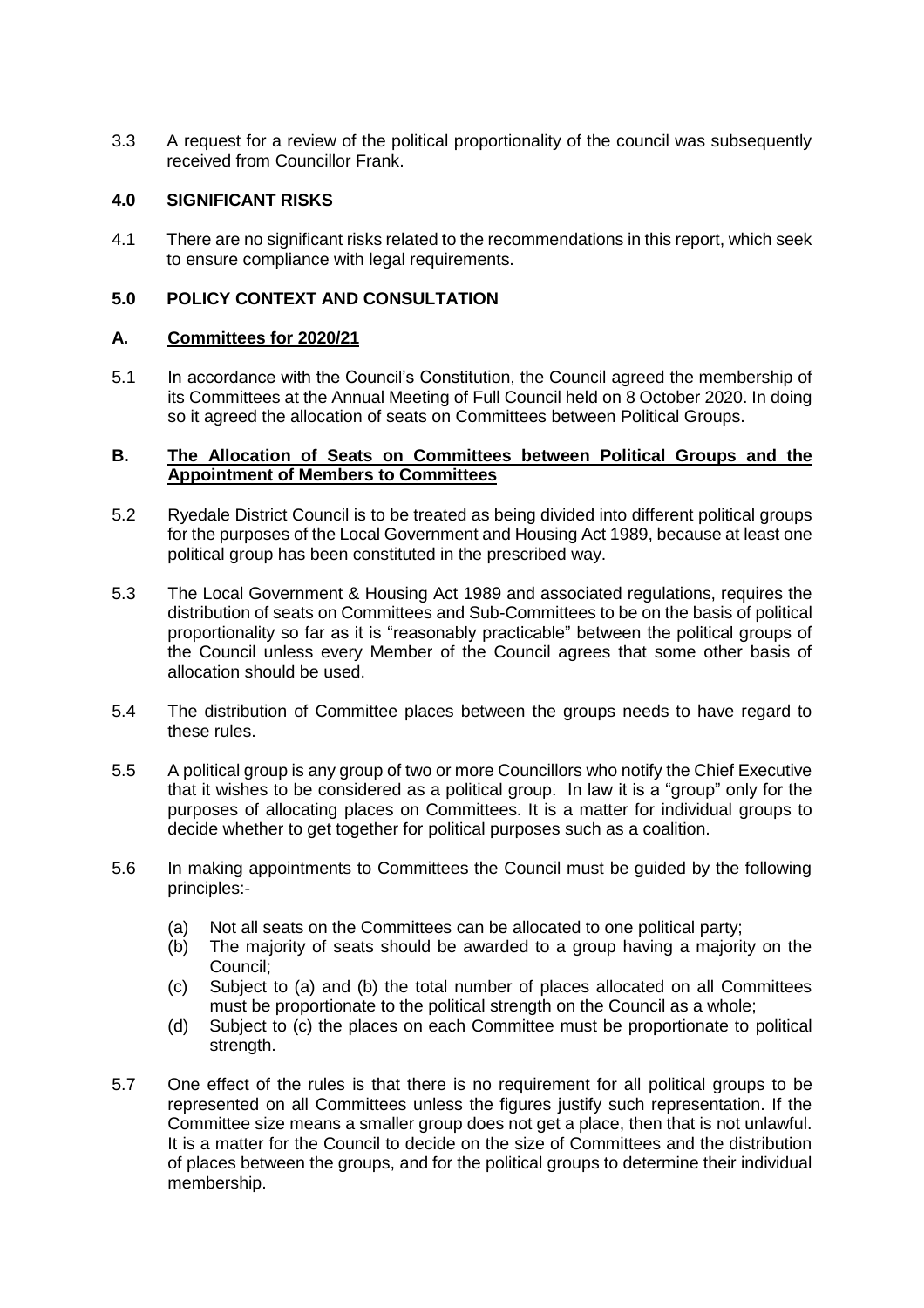3.3 A request for a review of the political proportionality of the council was subsequently received from Councillor Frank.

## 4.0 SIGNIFICANT RISKS

4.1 There are no significant risks related to the recommendations in this report, which seek to ensure compliance with legal requirements.

## 5.0 POLICY CONTEXT AND CONSULTATION

### A. Committees for 2020/21

5.1 In accordance with the Council's Constitution, the Council agreed the membership of its Committees at the Annual Meeting of Full Council held on 8 October 2020. In doing so it agreed the allocation of seats on Committees between Political Groups.

### B. The Allocation of Seats on Committees between Political Groups and the Appointment of Members to Committees

5.2 Ryedale District Council is to be treated as being divided into different political groups for the purposes of the Local Government and Housing Act 1989, because at least one political group has been constituted in the prescribed way.

5.3 The Local Government & Housing Act 1989 and associated regulations, requires the distribution of seats on Committees and Sub-Committees to be on the basis of political proportionality so far as it is "reasonably practicable" between the political groups of the Council unless every Member of the Council agrees that some other basis of allocation should be used.

5.4 The distribution of Committee places between the groups needs to have regard to these rules.

5.5 A political group is any group of two or more Councillors who notify the Chief Executive that it wishes to be considered as a political group. In law it is a "group" only for the purposes of allocating places on Committees. It is a matter for individual groups to decide whether to get together for political purposes such as a coalition.

5.6 In making appointments to Committees the Council must be guided by the following principles:-

(a) Not all seats on the Committees can be allocated to one political party;
(b) The majority of seats should be awarded to a group having a majority on the Council;
(c) Subject to (a) and (b) the total number of places allocated on all Committees must be proportionate to the political strength on the Council as a whole;
(d) Subject to (c) the places on each Committee must be proportionate to political strength.

5.7 One effect of the rules is that there is no requirement for all political groups to be represented on all Committees unless the figures justify such representation. If the Committee size means a smaller group does not get a place, then that is not unlawful. It is a matter for the Council to decide on the size of Committees and the distribution of places between the groups, and for the political groups to determine their individual membership.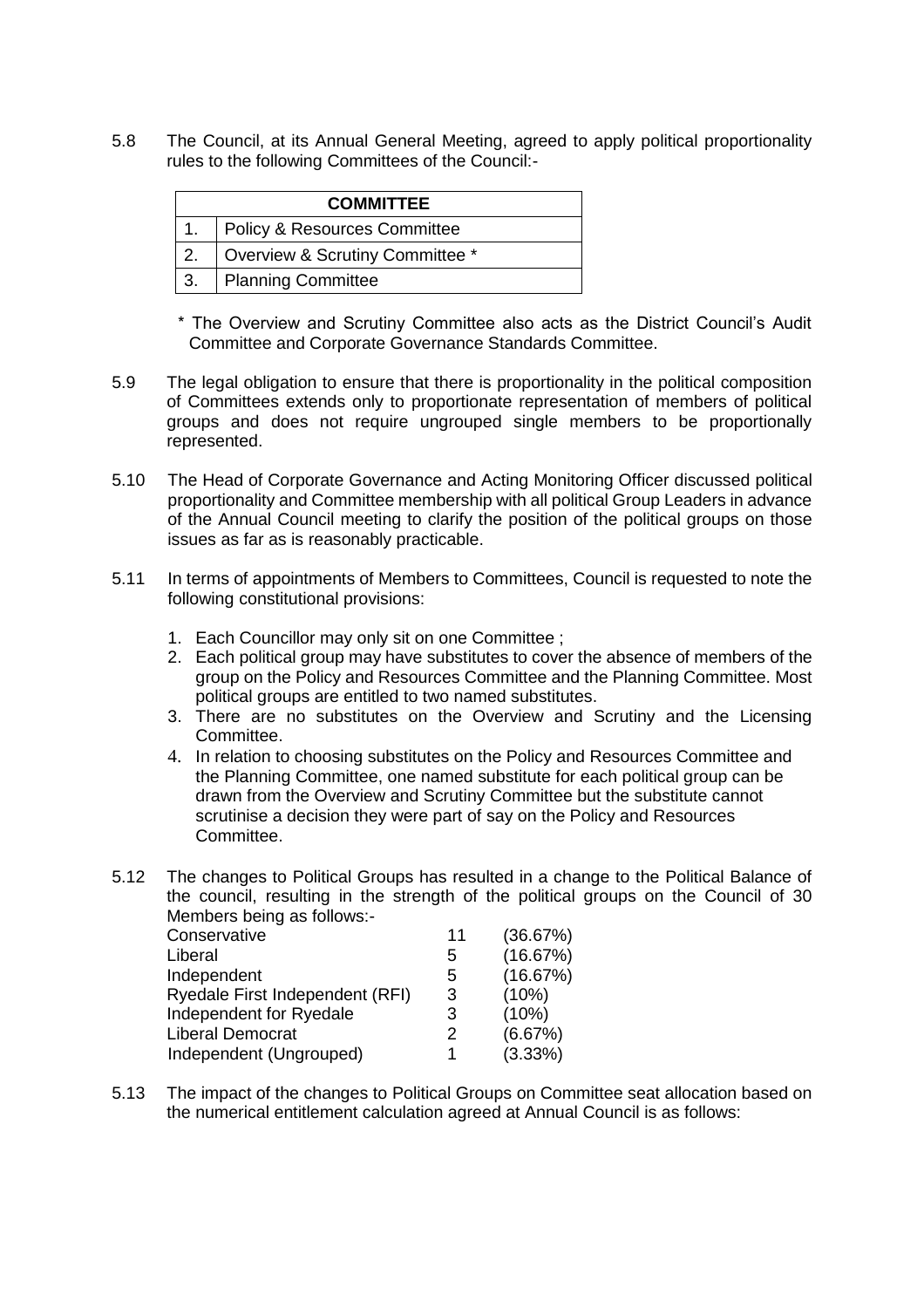5.8 The Council, at its Annual General Meeting, agreed to apply political proportionality rules to the following Committees of the Council:-

| COMMITTEE | |
|---|---|
| 1. | Policy & Resources Committee |
| 2. | Overview & Scrutiny Committee * |
| 3. | Planning Committee |

\* The Overview and Scrutiny Committee also acts as the District Council's Audit Committee and Corporate Governance Standards Committee.

5.9 The legal obligation to ensure that there is proportionality in the political composition of Committees extends only to proportionate representation of members of political groups and does not require ungrouped single members to be proportionally represented.

5.10 The Head of Corporate Governance and Acting Monitoring Officer discussed political proportionality and Committee membership with all political Group Leaders in advance of the Annual Council meeting to clarify the position of the political groups on those issues as far as is reasonably practicable.

5.11 In terms of appointments of Members to Committees, Council is requested to note the following constitutional provisions:

1. Each Councillor may only sit on one Committee ;
2. Each political group may have substitutes to cover the absence of members of the group on the Policy and Resources Committee and the Planning Committee. Most political groups are entitled to two named substitutes.
3. There are no substitutes on the Overview and Scrutiny and the Licensing Committee.
4. In relation to choosing substitutes on the Policy and Resources Committee and the Planning Committee, one named substitute for each political group can be drawn from the Overview and Scrutiny Committee but the substitute cannot scrutinise a decision they were part of say on the Policy and Resources Committee.

5.12 The changes to Political Groups has resulted in a change to the Political Balance of the council, resulting in the strength of the political groups on the Council of 30 Members being as follows:-

| | | |
|---|---|---|
| Conservative | 11 | (36.67%) |
| Liberal | 5 | (16.67%) |
| Independent | 5 | (16.67%) |
| Ryedale First Independent (RFI) | 3 | (10%) |
| Independent for Ryedale | 3 | (10%) |
| Liberal Democrat | 2 | (6.67%) |
| Independent (Ungrouped) | 1 | (3.33%) |

5.13 The impact of the changes to Political Groups on Committee seat allocation based on the numerical entitlement calculation agreed at Annual Council is as follows: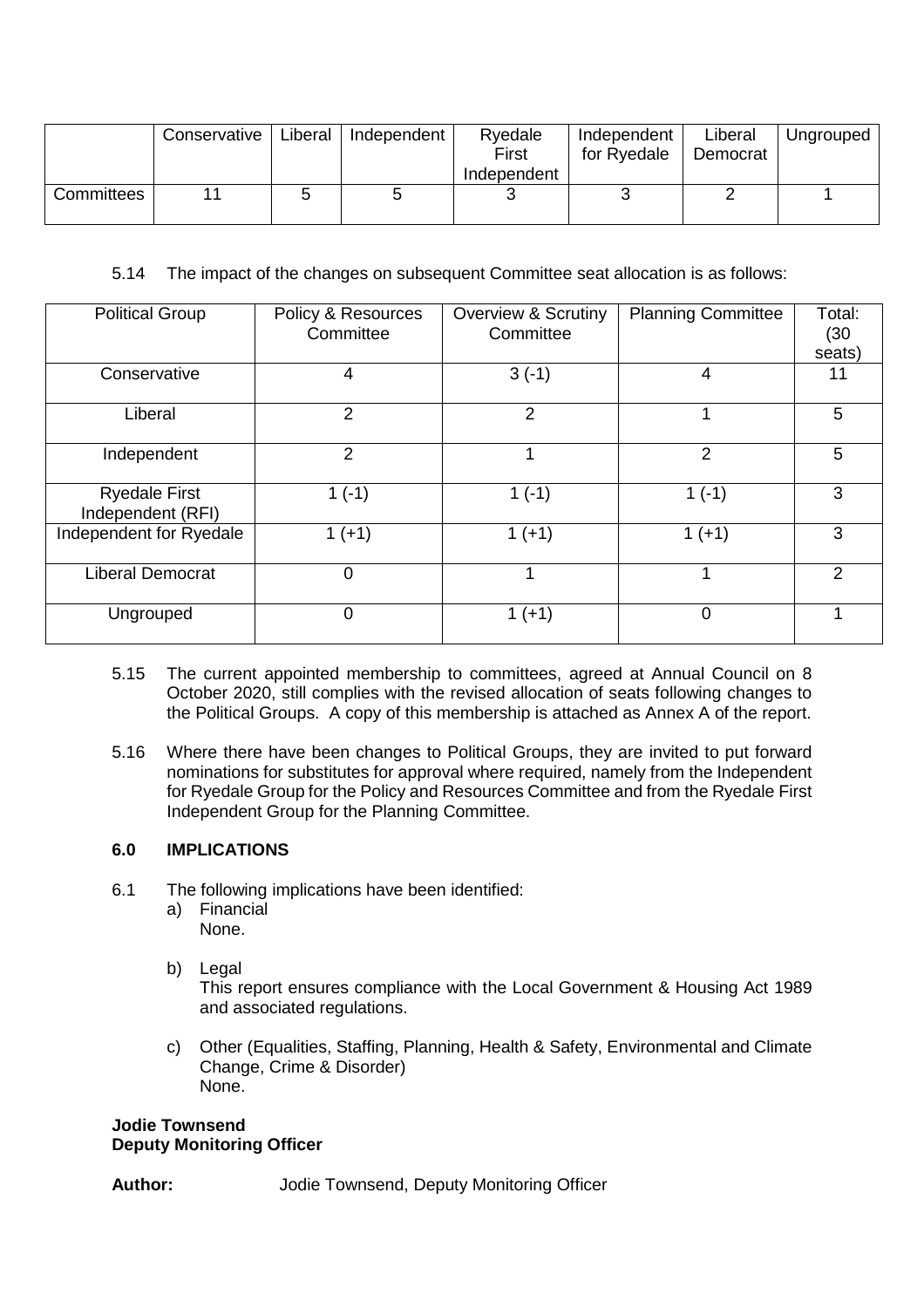| | Conservative | Liberal | Independent | Ryedale First Independent | Independent for Ryedale | Liberal Democrat | Ungrouped |
|---|---|---|---|---|---|---|---|
| Committees | 11 | 5 | 5 | 3 | 3 | 2 | 1 |

5.14 The impact of the changes on subsequent Committee seat allocation is as follows:

| Political Group | Policy & Resources Committee | Overview & Scrutiny Committee | Planning Committee | Total: (30 seats) |
|---|---|---|---|---|
| Conservative | 4 | 3 (-1) | 4 | 11 |
| Liberal | 2 | 2 | 1 | 5 |
| Independent | 2 | 1 | 2 | 5 |
| Ryedale First Independent (RFI) | 1 (-1) | 1 (-1) | 1 (-1) | 3 |
| Independent for Ryedale | 1 (+1) | 1 (+1) | 1 (+1) | 3 |
| Liberal Democrat | 0 | 1 | 1 | 2 |
| Ungrouped | 0 | 1 (+1) | 0 | 1 |

5.15 The current appointed membership to committees, agreed at Annual Council on 8 October 2020, still complies with the revised allocation of seats following changes to the Political Groups. A copy of this membership is attached as Annex A of the report.

5.16 Where there have been changes to Political Groups, they are invited to put forward nominations for substitutes for approval where required, namely from the Independent for Ryedale Group for the Policy and Resources Committee and from the Ryedale First Independent Group for the Planning Committee.

## 6.0 IMPLICATIONS

6.1 The following implications have been identified:

a) Financial
None.

b) Legal
This report ensures compliance with the Local Government & Housing Act 1989 and associated regulations.

c) Other (Equalities, Staffing, Planning, Health & Safety, Environmental and Climate Change, Crime & Disorder)
None.

**Jodie Townsend**
**Deputy Monitoring Officer**

**Author:** Jodie Townsend, Deputy Monitoring Officer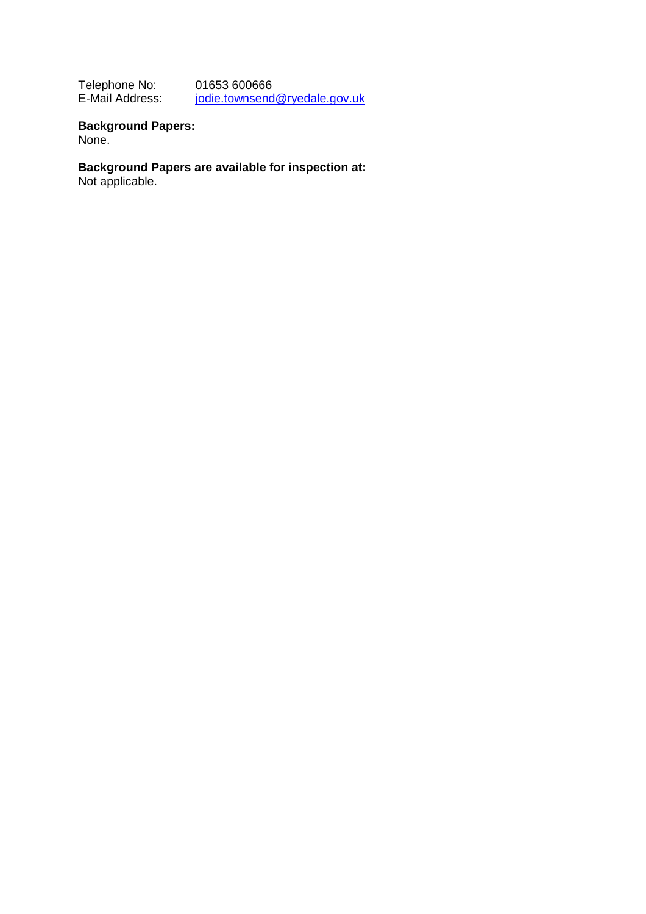Telephone No: 01653 600666
E-Mail Address: jodie.townsend@ryedale.gov.uk

**Background Papers:**
None.

**Background Papers are available for inspection at:**
Not applicable.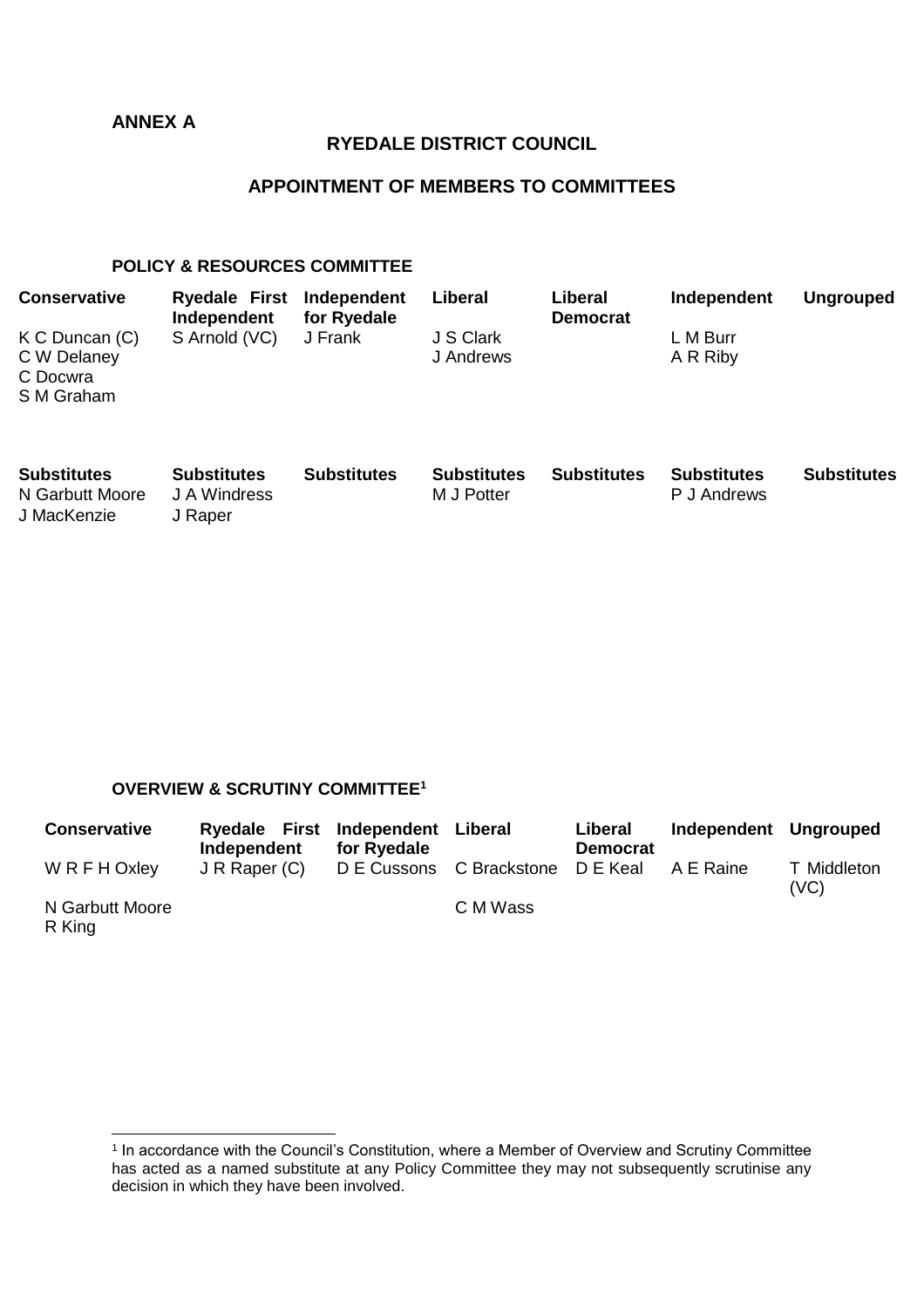**ANNEX A**

## RYEDALE DISTRICT COUNCIL

## APPOINTMENT OF MEMBERS TO COMMITTEES

### POLICY & RESOURCES COMMITTEE

| Conservative | Ryedale First Independent | Independent for Ryedale | Liberal | Liberal Democrat | Independent | Ungrouped |
|---|---|---|---|---|---|---|
| K C Duncan (C) | S Arnold (VC) | J Frank | J S Clark | | L M Burr | |
| C W Delaney | | | J Andrews | | A R Riby | |
| C Docwra | | | | | | |
| S M Graham | | | | | | |

| Substitutes | Substitutes | Substitutes | Substitutes | Substitutes | Substitutes | Substitutes |
|---|---|---|---|---|---|---|
| N Garbutt Moore | J A Windress | | M J Potter | | P J Andrews | |
| J MacKenzie | J Raper | | | | | |

### OVERVIEW & SCRUTINY COMMITTEE[1]

| Conservative | Ryedale First Independent | Independent for Ryedale | Liberal | Liberal Democrat | Independent | Ungrouped |
|---|---|---|---|---|---|---|
| W R F H Oxley | J R Raper (C) | D E Cussons | C Brackstone | D E Keal | A E Raine | T Middleton (VC) |
| N Garbutt Moore | | | C M Wass | | | |
| R King | | | | | | |

[1] In accordance with the Council's Constitution, where a Member of Overview and Scrutiny Committee has acted as a named substitute at any Policy Committee they may not subsequently scrutinise any decision in which they have been involved.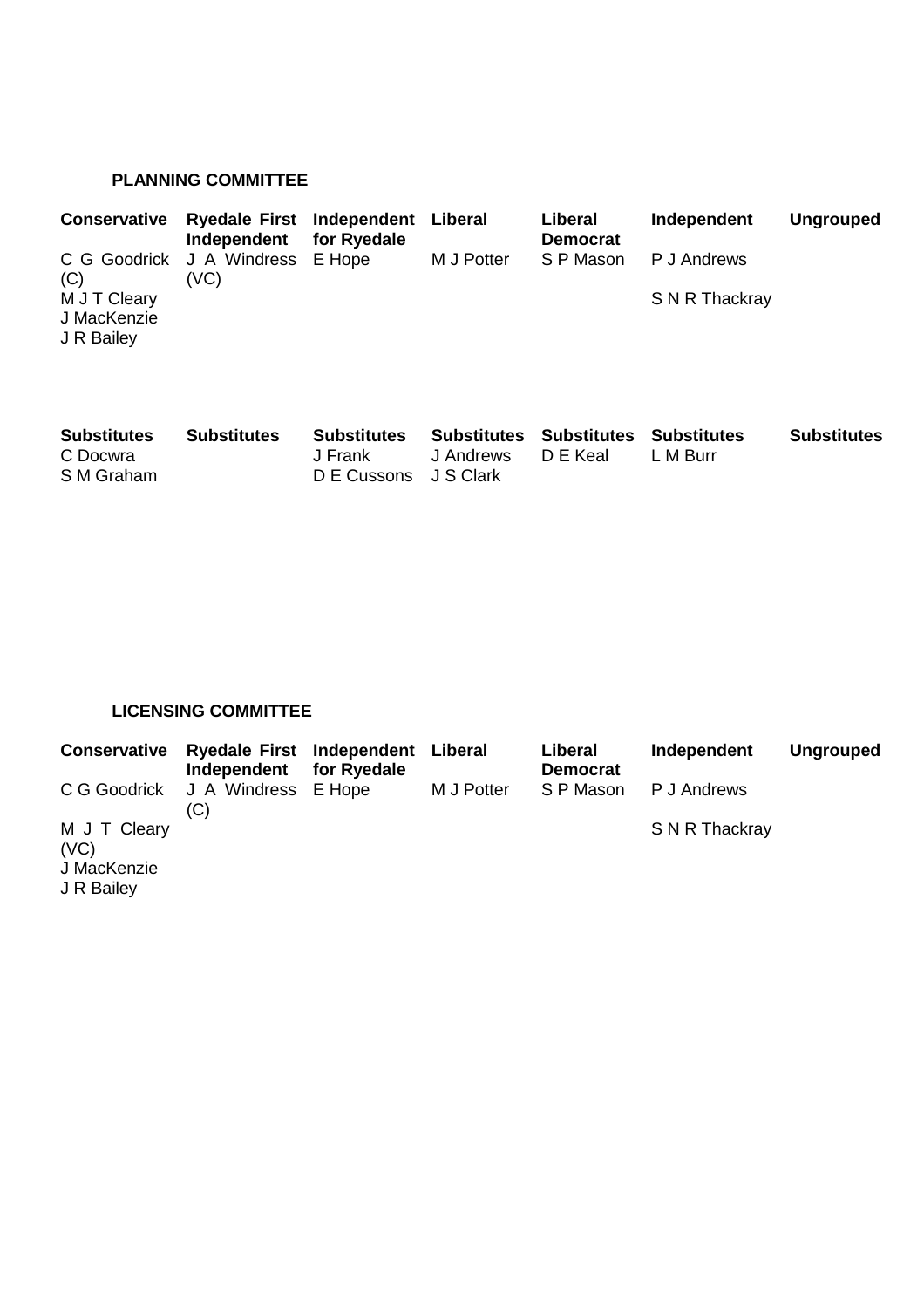### PLANNING COMMITTEE

| Conservative | Ryedale First Independent | Independent for Ryedale | Liberal | Liberal Democrat | Independent | Ungrouped |
|---|---|---|---|---|---|---|
| C G Goodrick (C) | J A Windress (VC) | E Hope | M J Potter | S P Mason | P J Andrews | |
| M J T Cleary | | | | | S N R Thackray | |
| J MacKenzie | | | | | | |
| J R Bailey | | | | | | |

| Substitutes | Substitutes | Substitutes | Substitutes | Substitutes | Substitutes | Substitutes |
|---|---|---|---|---|---|---|
| C Docwra | | J Frank | J Andrews | D E Keal | L M Burr | |
| S M Graham | | D E Cussons | J S Clark | | | |

### LICENSING COMMITTEE

| Conservative | Ryedale First Independent | Independent for Ryedale | Liberal | Liberal Democrat | Independent | Ungrouped |
|---|---|---|---|---|---|---|
| C G Goodrick | J A Windress (C) | E Hope | M J Potter | S P Mason | P J Andrews | |
| M J T Cleary (VC) | | | | | S N R Thackray | |
| J MacKenzie | | | | | | |
| J R Bailey | | | | | | |